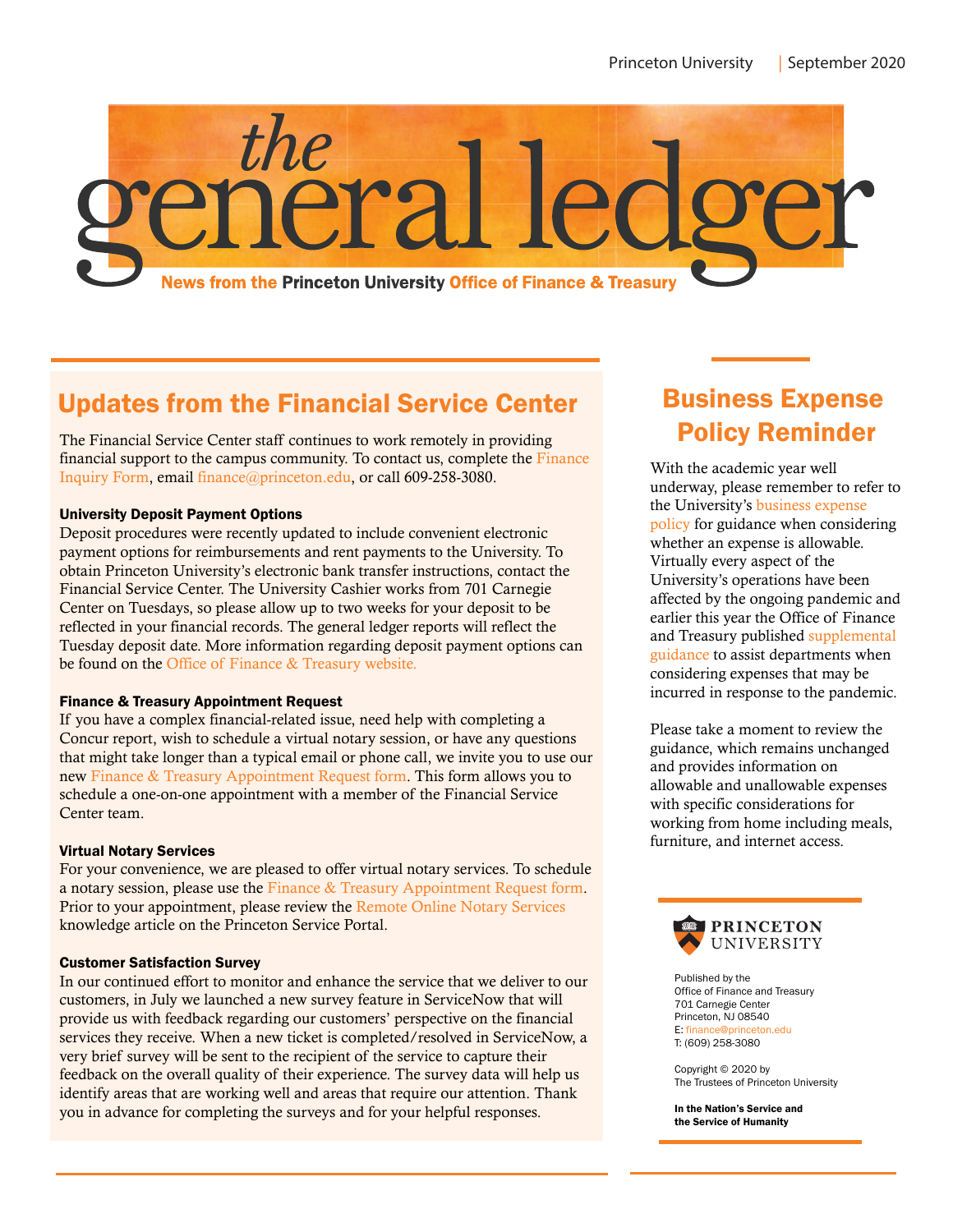# the general ledger

**News from the Princeton University Office of Finance & Treasury**

## Updates from the Financial Service Center

The Financial Service Center staff continues to work remotely in providing financial support to the campus community. To contact us, complete the Finance Inquiry Form, email finance@princeton.edu, or call 609-258-3080.

### University Deposit Payment Options

Deposit procedures were recently updated to include convenient electronic payment options for reimbursements and rent payments to the University. To obtain Princeton University's electronic bank transfer instructions, contact the Financial Service Center. The University Cashier works from 701 Carnegie Center on Tuesdays, so please allow up to two weeks for your deposit to be reflected in your financial records. The general ledger reports will reflect the Tuesday deposit date. More information regarding deposit payment options can be found on the Office of Finance & Treasury website.

### Finance & Treasury Appointment Request

If you have a complex financial-related issue, need help with completing a Concur report, wish to schedule a virtual notary session, or have any questions that might take longer than a typical email or phone call, we invite you to use our new Finance & Treasury Appointment Request form. This form allows you to schedule a one-on-one appointment with a member of the Financial Service Center team.

### Virtual Notary Services

For your convenience, we are pleased to offer virtual notary services. To schedule a notary session, please use the Finance & Treasury Appointment Request form. Prior to your appointment, please review the Remote Online Notary Services knowledge article on the Princeton Service Portal.

### Customer Satisfaction Survey

In our continued effort to monitor and enhance the service that we deliver to our customers, in July we launched a new survey feature in ServiceNow that will provide us with feedback regarding our customers' perspective on the financial services they receive. When a new ticket is completed/resolved in ServiceNow, a very brief survey will be sent to the recipient of the service to capture their feedback on the overall quality of their experience. The survey data will help us identify areas that are working well and areas that require our attention. Thank you in advance for completing the surveys and for your helpful responses.

## Business Expense Policy Reminder

With the academic year well underway, please remember to refer to the University's business expense policy for guidance when considering whether an expense is allowable. Virtually every aspect of the University's operations have been affected by the ongoing pandemic and earlier this year the Office of Finance and Treasury published supplemental guidance to assist departments when considering expenses that may be incurred in response to the pandemic.

Please take a moment to review the guidance, which remains unchanged and provides information on allowable and unallowable expenses with specific considerations for working from home including meals, furniture, and internet access.

PRINCETON UNIVERSITY

Published by the
Office of Finance and Treasury
701 Carnegie Center
Princeton, NJ 08540
E: finance@princeton.edu
T: (609) 258-3080

Copyright © 2020 by
The Trustees of Princeton University

**In the Nation's Service and the Service of Humanity**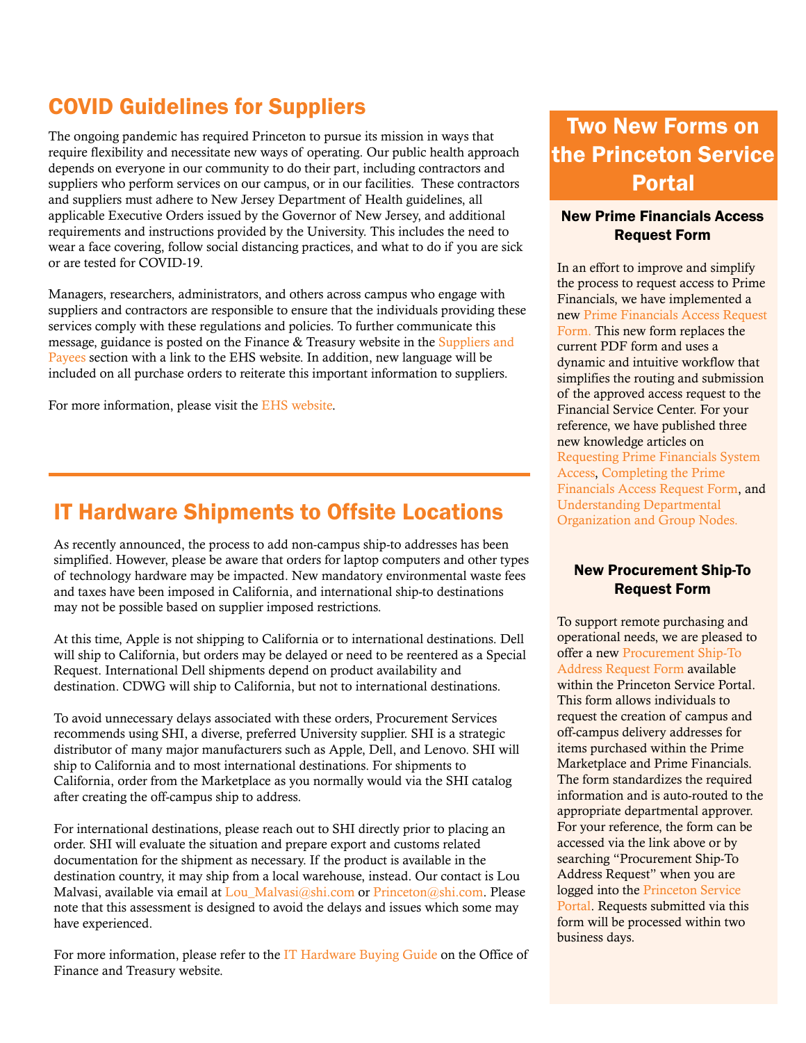## COVID Guidelines for Suppliers

The ongoing pandemic has required Princeton to pursue its mission in ways that require flexibility and necessitate new ways of operating. Our public health approach depends on everyone in our community to do their part, including contractors and suppliers who perform services on our campus, or in our facilities. These contractors and suppliers must adhere to New Jersey Department of Health guidelines, all applicable Executive Orders issued by the Governor of New Jersey, and additional requirements and instructions provided by the University. This includes the need to wear a face covering, follow social distancing practices, and what to do if you are sick or are tested for COVID-19.

Managers, researchers, administrators, and others across campus who engage with suppliers and contractors are responsible to ensure that the individuals providing these services comply with these regulations and policies. To further communicate this message, guidance is posted on the Finance & Treasury website in the Suppliers and Payees section with a link to the EHS website. In addition, new language will be included on all purchase orders to reiterate this important information to suppliers.

For more information, please visit the EHS website.

## IT Hardware Shipments to Offsite Locations

As recently announced, the process to add non-campus ship-to addresses has been simplified. However, please be aware that orders for laptop computers and other types of technology hardware may be impacted. New mandatory environmental waste fees and taxes have been imposed in California, and international ship-to destinations may not be possible based on supplier imposed restrictions.

At this time, Apple is not shipping to California or to international destinations. Dell will ship to California, but orders may be delayed or need to be reentered as a Special Request. International Dell shipments depend on product availability and destination. CDWG will ship to California, but not to international destinations.

To avoid unnecessary delays associated with these orders, Procurement Services recommends using SHI, a diverse, preferred University supplier. SHI is a strategic distributor of many major manufacturers such as Apple, Dell, and Lenovo. SHI will ship to California and to most international destinations. For shipments to California, order from the Marketplace as you normally would via the SHI catalog after creating the off-campus ship to address.

For international destinations, please reach out to SHI directly prior to placing an order. SHI will evaluate the situation and prepare export and customs related documentation for the shipment as necessary. If the product is available in the destination country, it may ship from a local warehouse, instead. Our contact is Lou Malvasi, available via email at Lou_Malvasi@shi.com or Princeton@shi.com. Please note that this assessment is designed to avoid the delays and issues which some may have experienced.

For more information, please refer to the IT Hardware Buying Guide on the Office of Finance and Treasury website.

## Two New Forms on the Princeton Service Portal

### New Prime Financials Access Request Form

In an effort to improve and simplify the process to request access to Prime Financials, we have implemented a new Prime Financials Access Request Form. This new form replaces the current PDF form and uses a dynamic and intuitive workflow that simplifies the routing and submission of the approved access request to the Financial Service Center. For your reference, we have published three new knowledge articles on Requesting Prime Financials System Access, Completing the Prime Financials Access Request Form, and Understanding Departmental Organization and Group Nodes.

### New Procurement Ship-To Request Form

To support remote purchasing and operational needs, we are pleased to offer a new Procurement Ship-To Address Request Form available within the Princeton Service Portal. This form allows individuals to request the creation of campus and off-campus delivery addresses for items purchased within the Prime Marketplace and Prime Financials. The form standardizes the required information and is auto-routed to the appropriate departmental approver. For your reference, the form can be accessed via the link above or by searching "Procurement Ship-To Address Request" when you are logged into the Princeton Service Portal. Requests submitted via this form will be processed within two business days.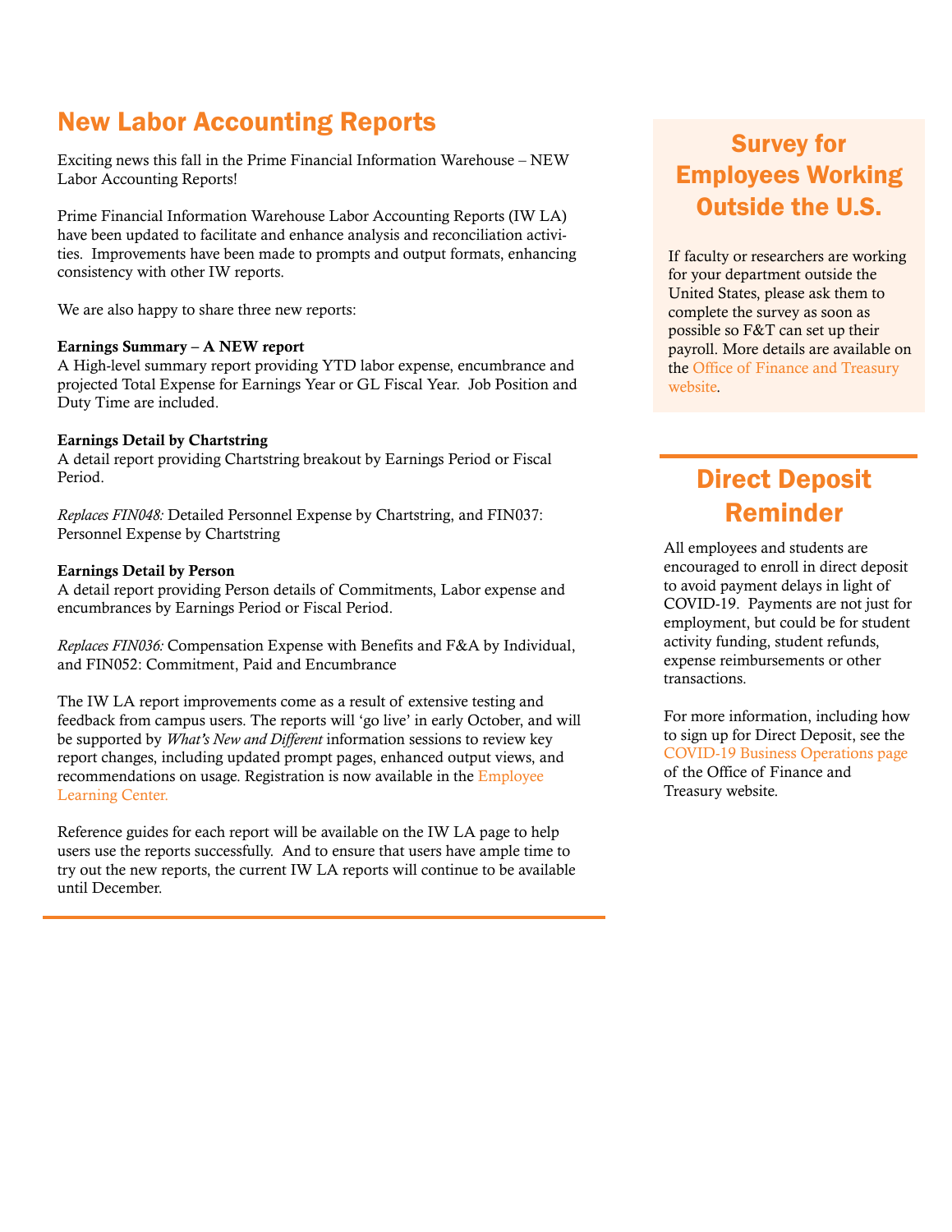## New Labor Accounting Reports

Exciting news this fall in the Prime Financial Information Warehouse – NEW Labor Accounting Reports!

Prime Financial Information Warehouse Labor Accounting Reports (IW LA) have been updated to facilitate and enhance analysis and reconciliation activities. Improvements have been made to prompts and output formats, enhancing consistency with other IW reports.

We are also happy to share three new reports:

**Earnings Summary – A NEW report**
A High-level summary report providing YTD labor expense, encumbrance and projected Total Expense for Earnings Year or GL Fiscal Year. Job Position and Duty Time are included.

**Earnings Detail by Chartstring**
A detail report providing Chartstring breakout by Earnings Period or Fiscal Period.

*Replaces FIN048:* Detailed Personnel Expense by Chartstring, and FIN037: Personnel Expense by Chartstring

**Earnings Detail by Person**
A detail report providing Person details of Commitments, Labor expense and encumbrances by Earnings Period or Fiscal Period.

*Replaces FIN036:* Compensation Expense with Benefits and F&A by Individual, and FIN052: Commitment, Paid and Encumbrance

The IW LA report improvements come as a result of extensive testing and feedback from campus users. The reports will 'go live' in early October, and will be supported by *What's New and Different* information sessions to review key report changes, including updated prompt pages, enhanced output views, and recommendations on usage. Registration is now available in the Employee Learning Center.

Reference guides for each report will be available on the IW LA page to help users use the reports successfully. And to ensure that users have ample time to try out the new reports, the current IW LA reports will continue to be available until December.

## Survey for Employees Working Outside the U.S.

If faculty or researchers are working for your department outside the United States, please ask them to complete the survey as soon as possible so F&T can set up their payroll. More details are available on the Office of Finance and Treasury website.

## Direct Deposit Reminder

All employees and students are encouraged to enroll in direct deposit to avoid payment delays in light of COVID-19. Payments are not just for employment, but could be for student activity funding, student refunds, expense reimbursements or other transactions.

For more information, including how to sign up for Direct Deposit, see the COVID-19 Business Operations page of the Office of Finance and Treasury website.